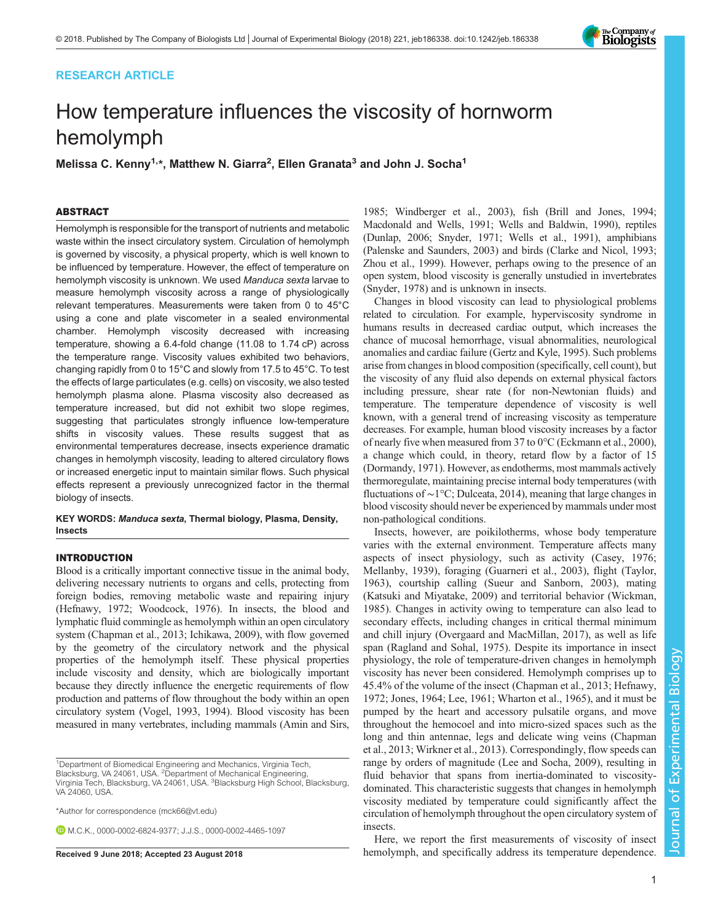RESEARCH ARTICLE

# How temperature influences the viscosity of hornworm hemolymph

**Melissa C. Kenny[1,*], Matthew N. Giarra[2], Ellen Granata[3] and John J. Socha[1]**

## ABSTRACT

Hemolymph is responsible for the transport of nutrients and metabolic waste within the insect circulatory system. Circulation of hemolymph is governed by viscosity, a physical property, which is well known to be influenced by temperature. However, the effect of temperature on hemolymph viscosity is unknown. We used *Manduca sexta* larvae to measure hemolymph viscosity across a range of physiologically relevant temperatures. Measurements were taken from 0 to 45°C using a cone and plate viscometer in a sealed environmental chamber. Hemolymph viscosity decreased with increasing temperature, showing a 6.4-fold change (11.08 to 1.74 cP) across the temperature range. Viscosity values exhibited two behaviors, changing rapidly from 0 to 15°C and slowly from 17.5 to 45°C. To test the effects of large particulates (e.g. cells) on viscosity, we also tested hemolymph plasma alone. Plasma viscosity also decreased as temperature increased, but did not exhibit two slope regimes, suggesting that particulates strongly influence low-temperature shifts in viscosity values. These results suggest that as environmental temperatures decrease, insects experience dramatic changes in hemolymph viscosity, leading to altered circulatory flows or increased energetic input to maintain similar flows. Such physical effects represent a previously unrecognized factor in the thermal biology of insects.

**KEY WORDS:** ***Manduca sexta*, Thermal biology, Plasma, Density, Insects**

## INTRODUCTION

Blood is a critically important connective tissue in the animal body, delivering necessary nutrients to organs and cells, protecting from foreign bodies, removing metabolic waste and repairing injury (Hefnawy, 1972; Woodcock, 1976). In insects, the blood and lymphatic fluid commingle as hemolymph within an open circulatory system (Chapman et al., 2013; Ichikawa, 2009), with flow governed by the geometry of the circulatory network and the physical properties of the hemolymph itself. These physical properties include viscosity and density, which are biologically important because they directly influence the energetic requirements of flow production and patterns of flow throughout the body within an open circulatory system (Vogel, 1993, 1994). Blood viscosity has been measured in many vertebrates, including mammals (Amin and Sirs, 1985; Windberger et al., 2003), fish (Brill and Jones, 1994; Macdonald and Wells, 1991; Wells and Baldwin, 1990), reptiles (Dunlap, 2006; Snyder, 1971; Wells et al., 1991), amphibians (Palenske and Saunders, 2003) and birds (Clarke and Nicol, 1993; Zhou et al., 1999). However, perhaps owing to the presence of an open system, blood viscosity is generally unstudied in invertebrates (Snyder, 1978) and is unknown in insects.

Changes in blood viscosity can lead to physiological problems related to circulation. For example, hyperviscosity syndrome in humans results in decreased cardiac output, which increases the chance of mucosal hemorrhage, visual abnormalities, neurological anomalies and cardiac failure (Gertz and Kyle, 1995). Such problems arise from changes in blood composition (specifically, cell count), but the viscosity of any fluid also depends on external physical factors including pressure, shear rate (for non-Newtonian fluids) and temperature. The temperature dependence of viscosity is well known, with a general trend of increasing viscosity as temperature decreases. For example, human blood viscosity increases by a factor of nearly five when measured from 37 to 0°C (Eckmann et al., 2000), a change which could, in theory, retard flow by a factor of 15 (Dormandy, 1971). However, as endotherms, most mammals actively thermoregulate, maintaining precise internal body temperatures (with fluctuations of ~1°C; Dulceata, 2014), meaning that large changes in blood viscosity should never be experienced by mammals under most non-pathological conditions.

Insects, however, are poikilotherms, whose body temperature varies with the external environment. Temperature affects many aspects of insect physiology, such as activity (Casey, 1976; Mellanby, 1939), foraging (Guarneri et al., 2003), flight (Taylor, 1963), courtship calling (Sueur and Sanborn, 2003), mating (Katsuki and Miyatake, 2009) and territorial behavior (Wickman, 1985). Changes in activity owing to temperature can also lead to secondary effects, including changes in critical thermal minimum and chill injury (Overgaard and MacMillan, 2017), as well as life span (Ragland and Sohal, 1975). Despite its importance in insect physiology, the role of temperature-driven changes in hemolymph viscosity has never been considered. Hemolymph comprises up to 45.4% of the volume of the insect (Chapman et al., 2013; Hefnawy, 1972; Jones, 1964; Lee, 1961; Wharton et al., 1965), and it must be pumped by the heart and accessory pulsatile organs, and move throughout the hemocoel and into micro-sized spaces such as the long and thin antennae, legs and delicate wing veins (Chapman et al., 2013; Wirkner et al., 2013). Correspondingly, flow speeds can range by orders of magnitude (Lee and Socha, 2009), resulting in fluid behavior that spans from inertia-dominated to viscosity-dominated. This characteristic suggests that changes in hemolymph viscosity mediated by temperature could significantly affect the circulation of hemolymph throughout the open circulatory system of insects.

Here, we report the first measurements of viscosity of insect hemolymph, and specifically address its temperature dependence.

[1]Department of Biomedical Engineering and Mechanics, Virginia Tech, Blacksburg, VA 24061, USA. [2]Department of Mechanical Engineering, Virginia Tech, Blacksburg, VA 24061, USA. [3]Blacksburg High School, Blacksburg, VA 24060, USA.

*Author for correspondence (mck66@vt.edu)

M.C.K., 0000-0002-6824-9377; J.J.S., 0000-0002-4465-1097

**Received 9 June 2018; Accepted 23 August 2018**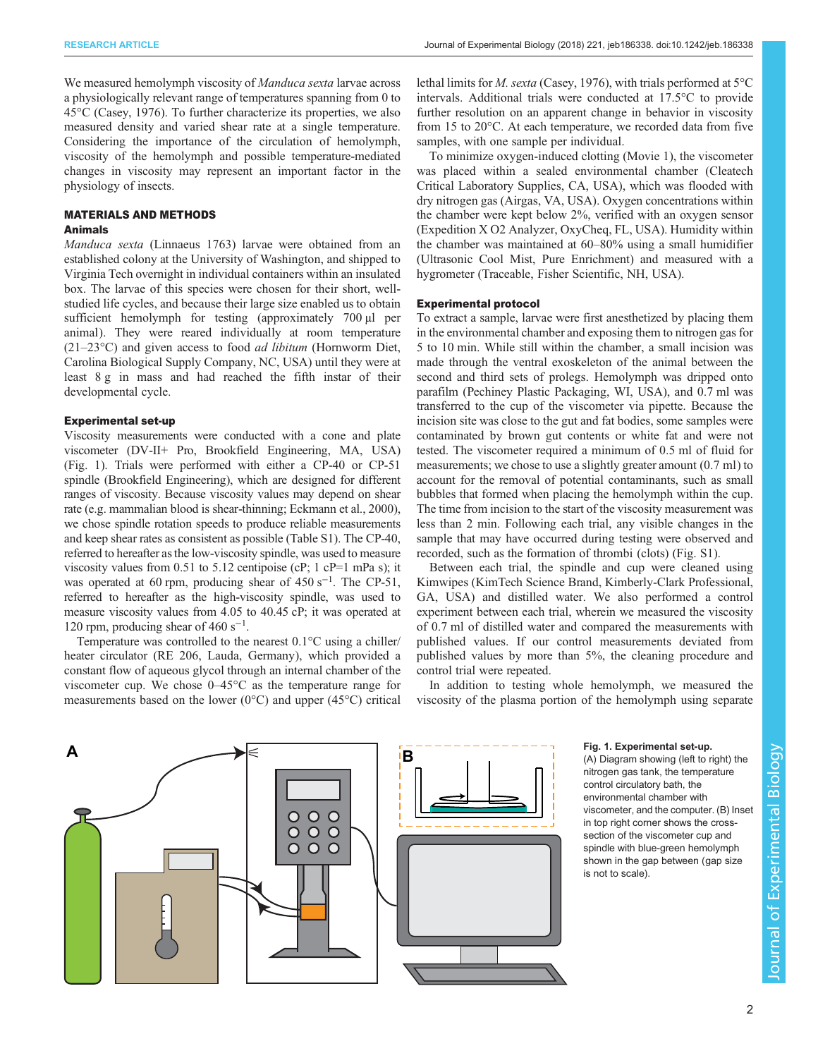We measured hemolymph viscosity of *Manduca sexta* larvae across a physiologically relevant range of temperatures spanning from 0 to 45°C (Casey, 1976). To further characterize its properties, we also measured density and varied shear rate at a single temperature. Considering the importance of the circulation of hemolymph, viscosity of the hemolymph and possible temperature-mediated changes in viscosity may represent an important factor in the physiology of insects.

## MATERIALS AND METHODS

### Animals

*Manduca sexta* (Linnaeus 1763) larvae were obtained from an established colony at the University of Washington, and shipped to Virginia Tech overnight in individual containers within an insulated box. The larvae of this species were chosen for their short, well-studied life cycles, and because their large size enabled us to obtain sufficient hemolymph for testing (approximately 700 µl per animal). They were reared individually at room temperature (21–23°C) and given access to food *ad libitum* (Hornworm Diet, Carolina Biological Supply Company, NC, USA) until they were at least 8 g in mass and had reached the fifth instar of their developmental cycle.

### Experimental set-up

Viscosity measurements were conducted with a cone and plate viscometer (DV-II+ Pro, Brookfield Engineering, MA, USA) (Fig. 1). Trials were performed with either a CP-40 or CP-51 spindle (Brookfield Engineering), which are designed for different ranges of viscosity. Because viscosity values may depend on shear rate (e.g. mammalian blood is shear-thinning; Eckmann et al., 2000), we chose spindle rotation speeds to produce reliable measurements and keep shear rates as consistent as possible (Table S1). The CP-40, referred to hereafter as the low-viscosity spindle, was used to measure viscosity values from 0.51 to 5.12 centipoise (cP; 1 cP=1 mPa s); it was operated at 60 rpm, producing shear of 450 $s^{-1}$. The CP-51, referred to hereafter as the high-viscosity spindle, was used to measure viscosity values from 4.05 to 40.45 cP; it was operated at 120 rpm, producing shear of 460 $s^{-1}$.

Temperature was controlled to the nearest 0.1°C using a chiller/heater circulator (RE 206, Lauda, Germany), which provided a constant flow of aqueous glycol through an internal chamber of the viscometer cup. We chose 0–45°C as the temperature range for measurements based on the lower (0°C) and upper (45°C) critical lethal limits for *M. sexta* (Casey, 1976), with trials performed at 5°C intervals. Additional trials were conducted at 17.5°C to provide further resolution on an apparent change in behavior in viscosity from 15 to 20°C. At each temperature, we recorded data from five samples, with one sample per individual.

To minimize oxygen-induced clotting (Movie 1), the viscometer was placed within a sealed environmental chamber (Cleatech Critical Laboratory Supplies, CA, USA), which was flooded with dry nitrogen gas (Airgas, VA, USA). Oxygen concentrations within the chamber were kept below 2%, verified with an oxygen sensor (Expedition X O2 Analyzer, OxyCheq, FL, USA). Humidity within the chamber was maintained at 60–80% using a small humidifier (Ultrasonic Cool Mist, Pure Enrichment) and measured with a hygrometer (Traceable, Fisher Scientific, NH, USA).

### Experimental protocol

To extract a sample, larvae were first anesthetized by placing them in the environmental chamber and exposing them to nitrogen gas for 5 to 10 min. While still within the chamber, a small incision was made through the ventral exoskeleton of the animal between the second and third sets of prolegs. Hemolymph was dripped onto parafilm (Pechiney Plastic Packaging, WI, USA), and 0.7 ml was transferred to the cup of the viscometer via pipette. Because the incision site was close to the gut and fat bodies, some samples were contaminated by brown gut contents or white fat and were not tested. The viscometer required a minimum of 0.5 ml of fluid for measurements; we chose to use a slightly greater amount (0.7 ml) to account for the removal of potential contaminants, such as small bubbles that formed when placing the hemolymph within the cup. The time from incision to the start of the viscosity measurement was less than 2 min. Following each trial, any visible changes in the sample that may have occurred during testing were observed and recorded, such as the formation of thrombi (clots) (Fig. S1).

Between each trial, the spindle and cup were cleaned using Kimwipes (KimTech Science Brand, Kimberly-Clark Professional, GA, USA) and distilled water. We also performed a control experiment between each trial, wherein we measured the viscosity of 0.7 ml of distilled water and compared the measurements with published values. If our control measurements deviated from published values by more than 5%, the cleaning procedure and control trial were repeated.

In addition to testing whole hemolymph, we measured the viscosity of the plasma portion of the hemolymph using separate

**Fig. 1. Experimental set-up.** (A) Diagram showing (left to right) the nitrogen gas tank, the temperature control circulatory bath, the environmental chamber with viscometer, and the computer. (B) Inset in top right corner shows the cross-section of the viscometer cup and spindle with blue-green hemolymph shown in the gap between (gap size is not to scale).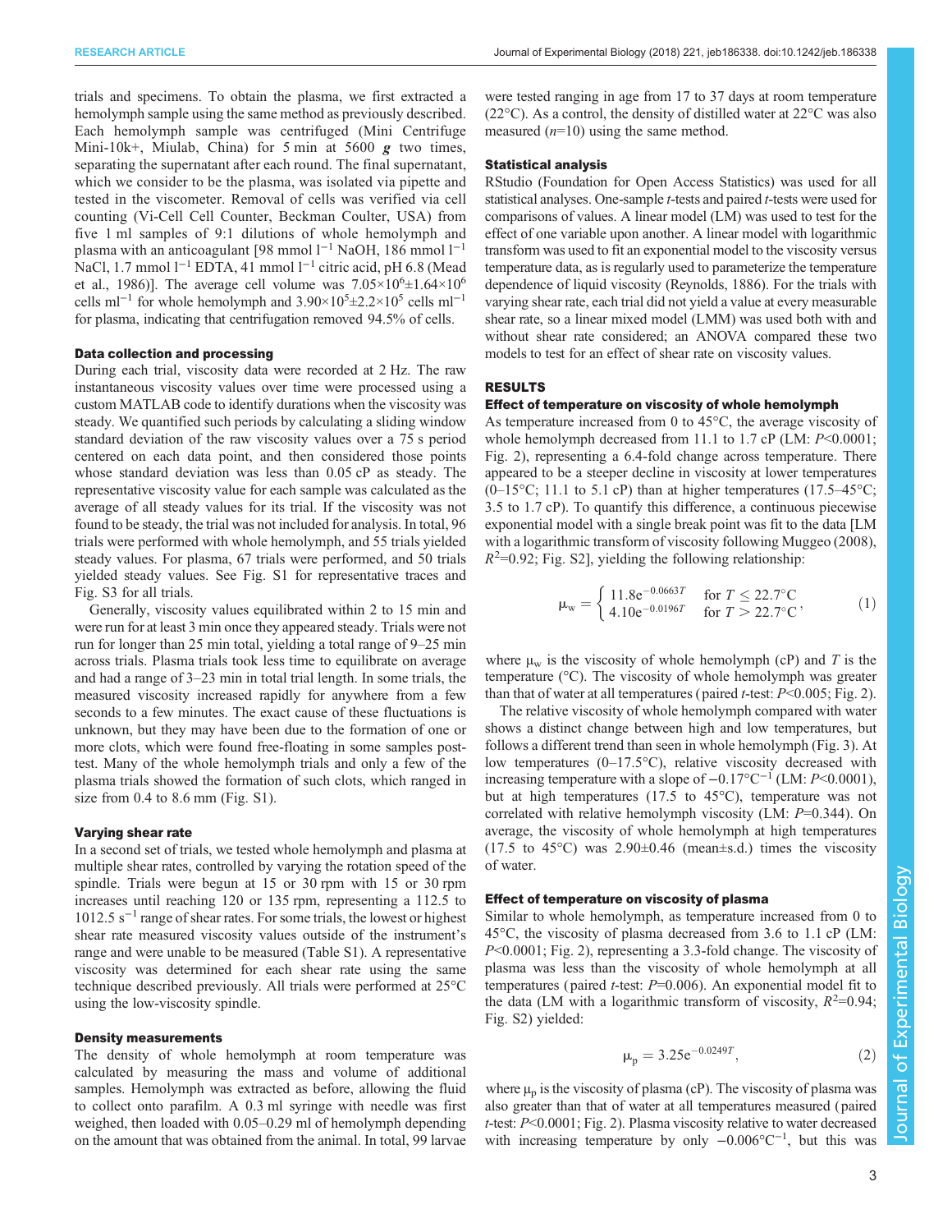trials and specimens. To obtain the plasma, we first extracted a hemolymph sample using the same method as previously described. Each hemolymph sample was centrifuged (Mini Centrifuge Mini-10k+, Miulab, China) for 5 min at 5600 ***g*** two times, separating the supernatant after each round. The final supernatant, which we consider to be the plasma, was isolated via pipette and tested in the viscometer. Removal of cells was verified via cell counting (Vi-Cell Cell Counter, Beckman Coulter, USA) from five 1 ml samples of 9:1 dilutions of whole hemolymph and plasma with an anticoagulant [98 mmol $l^{-1}$ NaOH, 186 mmol $l^{-1}$ NaCl, 1.7 mmol $l^{-1}$ EDTA, 41 mmol $l^{-1}$ citric acid, pH 6.8 (Mead et al., 1986)]. The average cell volume was $7.05\times10^6\pm1.64\times10^6$ cells $ml^{-1}$ for whole hemolymph and $3.90\times10^5\pm2.2\times10^5$ cells $ml^{-1}$ for plasma, indicating that centrifugation removed 94.5% of cells.

### Data collection and processing

During each trial, viscosity data were recorded at 2 Hz. The raw instantaneous viscosity values over time were processed using a custom MATLAB code to identify durations when the viscosity was steady. We quantified such periods by calculating a sliding window standard deviation of the raw viscosity values over a 75 s period centered on each data point, and then considered those points whose standard deviation was less than 0.05 cP as steady. The representative viscosity value for each sample was calculated as the average of all steady values for its trial. If the viscosity was not found to be steady, the trial was not included for analysis. In total, 96 trials were performed with whole hemolymph, and 55 trials yielded steady values. For plasma, 67 trials were performed, and 50 trials yielded steady values. See Fig. S1 for representative traces and Fig. S3 for all trials.

Generally, viscosity values equilibrated within 2 to 15 min and were run for at least 3 min once they appeared steady. Trials were not run for longer than 25 min total, yielding a total range of 9–25 min across trials. Plasma trials took less time to equilibrate on average and had a range of 3–23 min in total trial length. In some trials, the measured viscosity increased rapidly for anywhere from a few seconds to a few minutes. The exact cause of these fluctuations is unknown, but they may have been due to the formation of one or more clots, which were found free-floating in some samples post-test. Many of the whole hemolymph trials and only a few of the plasma trials showed the formation of such clots, which ranged in size from 0.4 to 8.6 mm (Fig. S1).

### Varying shear rate

In a second set of trials, we tested whole hemolymph and plasma at multiple shear rates, controlled by varying the rotation speed of the spindle. Trials were begun at 15 or 30 rpm with 15 or 30 rpm increases until reaching 120 or 135 rpm, representing a 112.5 to 1012.5 $s^{-1}$ range of shear rates. For some trials, the lowest or highest shear rate measured viscosity values outside of the instrument's range and were unable to be measured (Table S1). A representative viscosity was determined for each shear rate using the same technique described previously. All trials were performed at 25°C using the low-viscosity spindle.

### Density measurements

The density of whole hemolymph at room temperature was calculated by measuring the mass and volume of additional samples. Hemolymph was extracted as before, allowing the fluid to collect onto parafilm. A 0.3 ml syringe with needle was first weighed, then loaded with 0.05–0.29 ml of hemolymph depending on the amount that was obtained from the animal. In total, 99 larvae were tested ranging in age from 17 to 37 days at room temperature (22°C). As a control, the density of distilled water at 22°C was also measured ($n$=10) using the same method.

### Statistical analysis

RStudio (Foundation for Open Access Statistics) was used for all statistical analyses. One-sample $t$-tests and paired $t$-tests were used for comparisons of values. A linear model (LM) was used to test for the effect of one variable upon another. A linear model with logarithmic transform was used to fit an exponential model to the viscosity versus temperature data, as is regularly used to parameterize the temperature dependence of liquid viscosity (Reynolds, 1886). For the trials with varying shear rate, each trial did not yield a value at every measurable shear rate, so a linear mixed model (LMM) was used both with and without shear rate considered; an ANOVA compared these two models to test for an effect of shear rate on viscosity values.

## RESULTS

### Effect of temperature on viscosity of whole hemolymph

As temperature increased from 0 to 45°C, the average viscosity of whole hemolymph decreased from 11.1 to 1.7 cP (LM: $P$<0.0001; Fig. 2), representing a 6.4-fold change across temperature. There appeared to be a steeper decline in viscosity at lower temperatures (0–15°C; 11.1 to 5.1 cP) than at higher temperatures (17.5–45°C; 3.5 to 1.7 cP). To quantify this difference, a continuous piecewise exponential model with a single break point was fit to the data [LM with a logarithmic transform of viscosity following Muggeo (2008), $R^2$=0.92; Fig. S2], yielding the following relationship:

$$\mu_w = \begin{cases} 11.8e^{-0.0663T} & \text{for } T \leq 22.7°C \\ 4.10e^{-0.0196T} & \text{for } T > 22.7°C \end{cases}, \quad (1)$$

where $\mu_w$ is the viscosity of whole hemolymph (cP) and $T$ is the temperature (°C). The viscosity of whole hemolymph was greater than that of water at all temperatures (paired $t$-test: $P$<0.005; Fig. 2).

The relative viscosity of whole hemolymph compared with water shows a distinct change between high and low temperatures, but follows a different trend than seen in whole hemolymph (Fig. 3). At low temperatures (0–17.5°C), relative viscosity decreased with increasing temperature with a slope of −0.17°C$^{-1}$ (LM: $P$<0.0001), but at high temperatures (17.5 to 45°C), temperature was not correlated with relative hemolymph viscosity (LM: $P$=0.344). On average, the viscosity of whole hemolymph at high temperatures (17.5 to 45°C) was 2.90±0.46 (mean±s.d.) times the viscosity of water.

### Effect of temperature on viscosity of plasma

Similar to whole hemolymph, as temperature increased from 0 to 45°C, the viscosity of plasma decreased from 3.6 to 1.1 cP (LM: $P$<0.0001; Fig. 2), representing a 3.3-fold change. The viscosity of plasma was less than the viscosity of whole hemolymph at all temperatures (paired $t$-test: $P$=0.006). An exponential model fit to the data (LM with a logarithmic transform of viscosity, $R^2$=0.94; Fig. S2) yielded:

$$\mu_p = 3.25e^{-0.0249T}, \quad (2)$$

where $\mu_p$ is the viscosity of plasma (cP). The viscosity of plasma was also greater than that of water at all temperatures measured (paired $t$-test: $P$<0.0001; Fig. 2). Plasma viscosity relative to water decreased with increasing temperature by only −0.006°C$^{-1}$, but this was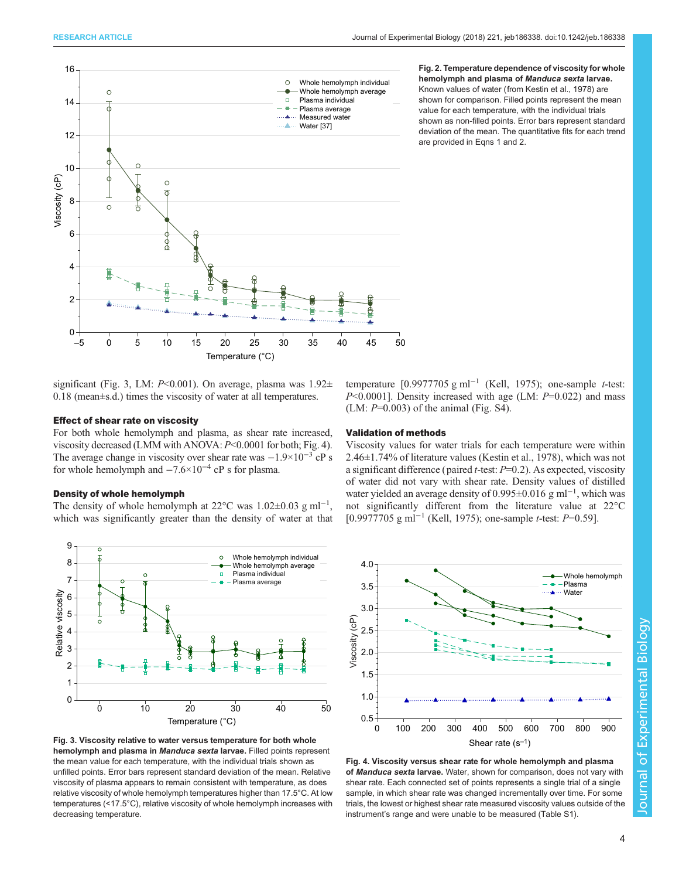**Fig. 2. Temperature dependence of viscosity for whole hemolymph and plasma of *Manduca sexta* larvae.** Known values of water (from Kestin et al., 1978) are shown for comparison. Filled points represent the mean value for each temperature, with the individual trials shown as non-filled points. Error bars represent standard deviation of the mean. The quantitative fits for each trend are provided in Eqns 1 and 2.

significant (Fig. 3, LM: $P<0.001$). On average, plasma was 1.92±0.18 (mean±s.d.) times the viscosity of water at all temperatures.

#### Effect of shear rate on viscosity

For both whole hemolymph and plasma, as shear rate increased, viscosity decreased (LMM with ANOVA: $P<0.0001$ for both; Fig. 4). The average change in viscosity over shear rate was $-1.9\times10^{-3}$ cP s for whole hemolymph and $-7.6\times10^{-4}$ cP s for plasma.

#### Density of whole hemolymph

The density of whole hemolymph at 22°C was 1.02±0.03 g ml$^{-1}$, which was significantly greater than the density of water at that temperature [0.9977705 g ml$^{-1}$ (Kell, 1975); one-sample *t*-test: $P<0.0001$]. Density increased with age (LM: $P=0.022$) and mass (LM: $P=0.003$) of the animal (Fig. S4).

#### Validation of methods

Viscosity values for water trials for each temperature were within 2.46±1.74% of literature values (Kestin et al., 1978), which was not a significant difference (paired *t*-test: $P=0.2$). As expected, viscosity of water did not vary with shear rate. Density values of distilled water yielded an average density of 0.995±0.016 g ml$^{-1}$, which was not significantly different from the literature value at 22°C [0.9977705 g ml$^{-1}$ (Kell, 1975); one-sample *t*-test: $P=0.59$].

**Fig. 3. Viscosity relative to water versus temperature for both whole hemolymph and plasma in *Manduca sexta* larvae.** Filled points represent the mean value for each temperature, with the individual trials shown as unfilled points. Error bars represent standard deviation of the mean. Relative viscosity of plasma appears to remain consistent with temperature, as does relative viscosity of whole hemolymph temperatures higher than 17.5°C. At low temperatures (<17.5°C), relative viscosity of whole hemolymph increases with decreasing temperature.

**Fig. 4. Viscosity versus shear rate for whole hemolymph and plasma of *Manduca sexta* larvae.** Water, shown for comparison, does not vary with shear rate. Each connected set of points represents a single trial of a single sample, in which shear rate was changed incrementally over time. For some trials, the lowest or highest shear rate measured viscosity values outside of the instrument's range and were unable to be measured (Table S1).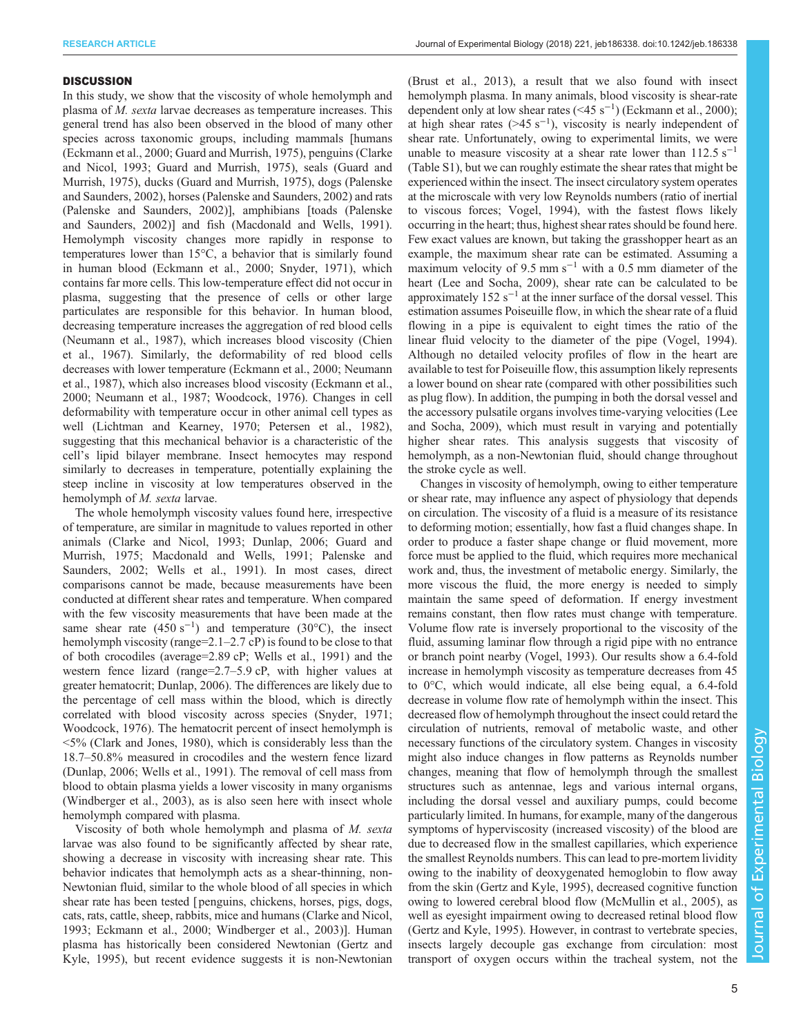## DISCUSSION

In this study, we show that the viscosity of whole hemolymph and plasma of *M. sexta* larvae decreases as temperature increases. This general trend has also been observed in the blood of many other species across taxonomic groups, including mammals [humans (Eckmann et al., 2000; Guard and Murrish, 1975), penguins (Clarke and Nicol, 1993; Guard and Murrish, 1975), seals (Guard and Murrish, 1975), ducks (Guard and Murrish, 1975), dogs (Palenske and Saunders, 2002), horses (Palenske and Saunders, 2002) and rats (Palenske and Saunders, 2002)], amphibians [toads (Palenske and Saunders, 2002)] and fish (Macdonald and Wells, 1991). Hemolymph viscosity changes more rapidly in response to temperatures lower than 15°C, a behavior that is similarly found in human blood (Eckmann et al., 2000; Snyder, 1971), which contains far more cells. This low-temperature effect did not occur in plasma, suggesting that the presence of cells or other large particulates are responsible for this behavior. In human blood, decreasing temperature increases the aggregation of red blood cells (Neumann et al., 1987), which increases blood viscosity (Chien et al., 1967). Similarly, the deformability of red blood cells decreases with lower temperature (Eckmann et al., 2000; Neumann et al., 1987), which also increases blood viscosity (Eckmann et al., 2000; Neumann et al., 1987; Woodcock, 1976). Changes in cell deformability with temperature occur in other animal cell types as well (Lichtman and Kearney, 1970; Petersen et al., 1982), suggesting that this mechanical behavior is a characteristic of the cell's lipid bilayer membrane. Insect hemocytes may respond similarly to decreases in temperature, potentially explaining the steep incline in viscosity at low temperatures observed in the hemolymph of *M. sexta* larvae.

The whole hemolymph viscosity values found here, irrespective of temperature, are similar in magnitude to values reported in other animals (Clarke and Nicol, 1993; Dunlap, 2006; Guard and Murrish, 1975; Macdonald and Wells, 1991; Palenske and Saunders, 2002; Wells et al., 1991). In most cases, direct comparisons cannot be made, because measurements have been conducted at different shear rates and temperature. When compared with the few viscosity measurements that have been made at the same shear rate (450 $s^{-1}$) and temperature (30°C), the insect hemolymph viscosity (range=2.1–2.7 cP) is found to be close to that of both crocodiles (average=2.89 cP; Wells et al., 1991) and the western fence lizard (range=2.7–5.9 cP, with higher values at greater hematocrit; Dunlap, 2006). The differences are likely due to the percentage of cell mass within the blood, which is directly correlated with blood viscosity across species (Snyder, 1971; Woodcock, 1976). The hematocrit percent of insect hemolymph is <5% (Clark and Jones, 1980), which is considerably less than the 18.7–50.8% measured in crocodiles and the western fence lizard (Dunlap, 2006; Wells et al., 1991). The removal of cell mass from blood to obtain plasma yields a lower viscosity in many organisms (Windberger et al., 2003), as is also seen here with insect whole hemolymph compared with plasma.

Viscosity of both whole hemolymph and plasma of *M. sexta* larvae was also found to be significantly affected by shear rate, showing a decrease in viscosity with increasing shear rate. This behavior indicates that hemolymph acts as a shear-thinning, non-Newtonian fluid, similar to the whole blood of all species in which shear rate has been tested [penguins, chickens, horses, pigs, dogs, cats, rats, cattle, sheep, rabbits, mice and humans (Clarke and Nicol, 1993; Eckmann et al., 2000; Windberger et al., 2003)]. Human plasma has historically been considered Newtonian (Gertz and Kyle, 1995), but recent evidence suggests it is non-Newtonian (Brust et al., 2013), a result that we also found with insect hemolymph plasma. In many animals, blood viscosity is shear-rate dependent only at low shear rates (<45 $s^{-1}$) (Eckmann et al., 2000); at high shear rates (>45 $s^{-1}$), viscosity is nearly independent of shear rate. Unfortunately, owing to experimental limits, we were unable to measure viscosity at a shear rate lower than 112.5 $s^{-1}$ (Table S1), but we can roughly estimate the shear rates that might be experienced within the insect. The insect circulatory system operates at the microscale with very low Reynolds numbers (ratio of inertial to viscous forces; Vogel, 1994), with the fastest flows likely occurring in the heart; thus, highest shear rates should be found here. Few exact values are known, but taking the grasshopper heart as an example, the maximum shear rate can be estimated. Assuming a maximum velocity of 9.5 mm $s^{-1}$ with a 0.5 mm diameter of the heart (Lee and Socha, 2009), shear rate can be calculated to be approximately 152 $s^{-1}$ at the inner surface of the dorsal vessel. This estimation assumes Poiseuille flow, in which the shear rate of a fluid flowing in a pipe is equivalent to eight times the ratio of the linear fluid velocity to the diameter of the pipe (Vogel, 1994). Although no detailed velocity profiles of flow in the heart are available to test for Poiseuille flow, this assumption likely represents a lower bound on shear rate (compared with other possibilities such as plug flow). In addition, the pumping in both the dorsal vessel and the accessory pulsatile organs involves time-varying velocities (Lee and Socha, 2009), which must result in varying and potentially higher shear rates. This analysis suggests that viscosity of hemolymph, as a non-Newtonian fluid, should change throughout the stroke cycle as well.

Changes in viscosity of hemolymph, owing to either temperature or shear rate, may influence any aspect of physiology that depends on circulation. The viscosity of a fluid is a measure of its resistance to deforming motion; essentially, how fast a fluid changes shape. In order to produce a faster shape change or fluid movement, more force must be applied to the fluid, which requires more mechanical work and, thus, the investment of metabolic energy. Similarly, the more viscous the fluid, the more energy is needed to simply maintain the same speed of deformation. If energy investment remains constant, then flow rates must change with temperature. Volume flow rate is inversely proportional to the viscosity of the fluid, assuming laminar flow through a rigid pipe with no entrance or branch point nearby (Vogel, 1993). Our results show a 6.4-fold increase in hemolymph viscosity as temperature decreases from 45 to 0°C, which would indicate, all else being equal, a 6.4-fold decrease in volume flow rate of hemolymph within the insect. This decreased flow of hemolymph throughout the insect could retard the circulation of nutrients, removal of metabolic waste, and other necessary functions of the circulatory system. Changes in viscosity might also induce changes in flow patterns as Reynolds number changes, meaning that flow of hemolymph through the smallest structures such as antennae, legs and various internal organs, including the dorsal vessel and auxiliary pumps, could become particularly limited. In humans, for example, many of the dangerous symptoms of hyperviscosity (increased viscosity) of the blood are due to decreased flow in the smallest capillaries, which experience the smallest Reynolds numbers. This can lead to pre-mortem lividity owing to the inability of deoxygenated hemoglobin to flow away from the skin (Gertz and Kyle, 1995), decreased cognitive function owing to lowered cerebral blood flow (McMullin et al., 2005), as well as eyesight impairment owing to decreased retinal blood flow (Gertz and Kyle, 1995). However, in contrast to vertebrate species, insects largely decouple gas exchange from circulation: most transport of oxygen occurs within the tracheal system, not the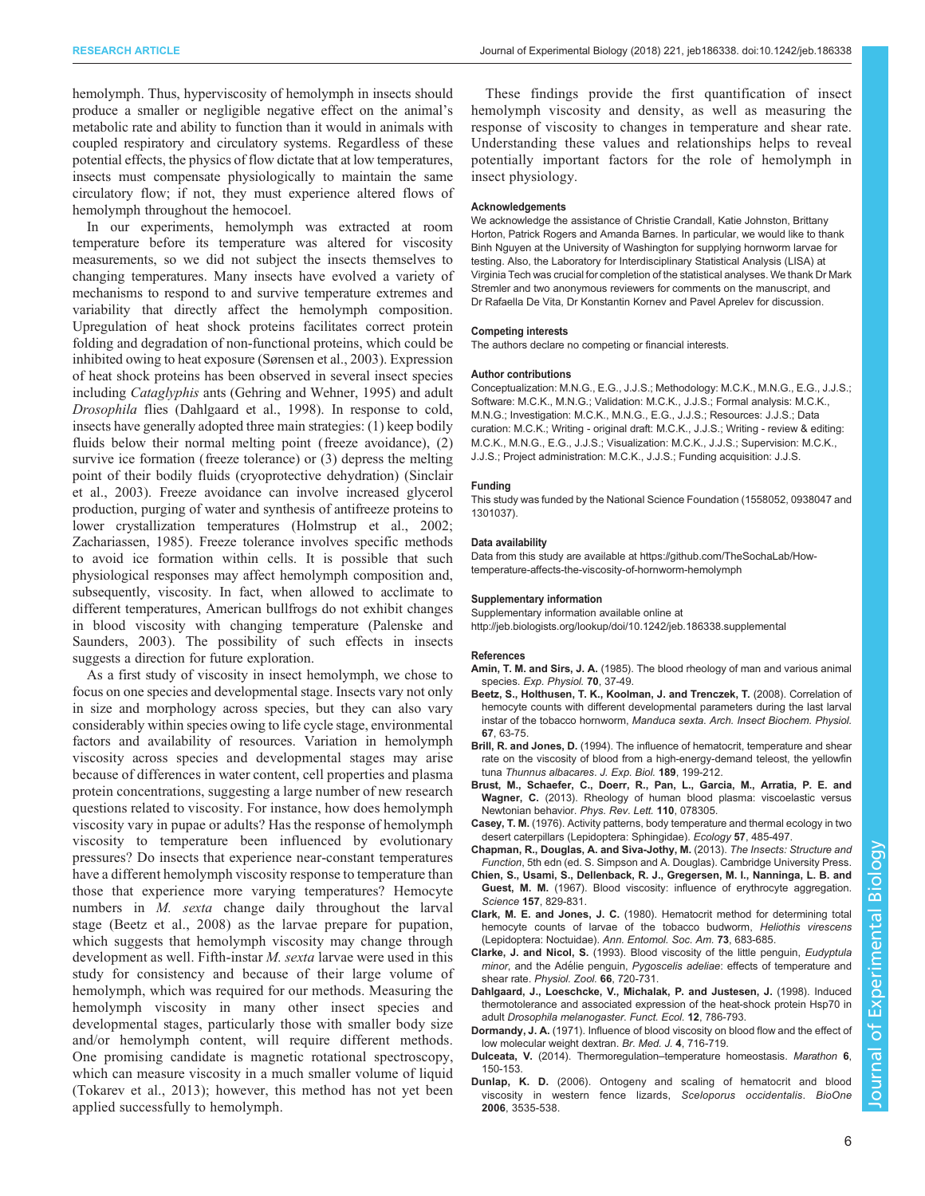hemolymph. Thus, hyperviscosity of hemolymph in insects should produce a smaller or negligible negative effect on the animal's metabolic rate and ability to function than it would in animals with coupled respiratory and circulatory systems. Regardless of these potential effects, the physics of flow dictate that at low temperatures, insects must compensate physiologically to maintain the same circulatory flow; if not, they must experience altered flows of hemolymph throughout the hemocoel.

In our experiments, hemolymph was extracted at room temperature before its temperature was altered for viscosity measurements, so we did not subject the insects themselves to changing temperatures. Many insects have evolved a variety of mechanisms to respond to and survive temperature extremes and variability that directly affect the hemolymph composition. Upregulation of heat shock proteins facilitates correct protein folding and degradation of non-functional proteins, which could be inhibited owing to heat exposure (Sørensen et al., 2003). Expression of heat shock proteins has been observed in several insect species including *Cataglyphis* ants (Gehring and Wehner, 1995) and adult *Drosophila* flies (Dahlgaard et al., 1998). In response to cold, insects have generally adopted three main strategies: (1) keep bodily fluids below their normal melting point (freeze avoidance), (2) survive ice formation (freeze tolerance) or (3) depress the melting point of their bodily fluids (cryoprotective dehydration) (Sinclair et al., 2003). Freeze avoidance can involve increased glycerol production, purging of water and synthesis of antifreeze proteins to lower crystallization temperatures (Holmstrup et al., 2002; Zachariassen, 1985). Freeze tolerance involves specific methods to avoid ice formation within cells. It is possible that such physiological responses may affect hemolymph composition and, subsequently, viscosity. In fact, when allowed to acclimate to different temperatures, American bullfrogs do not exhibit changes in blood viscosity with changing temperature (Palenske and Saunders, 2003). The possibility of such effects in insects suggests a direction for future exploration.

As a first study of viscosity in insect hemolymph, we chose to focus on one species and developmental stage. Insects vary not only in size and morphology across species, but they can also vary considerably within species owing to life cycle stage, environmental factors and availability of resources. Variation in hemolymph viscosity across species and developmental stages may arise because of differences in water content, cell properties and plasma protein concentrations, suggesting a large number of new research questions related to viscosity. For instance, how does hemolymph viscosity vary in pupae or adults? Has the response of hemolymph viscosity to temperature been influenced by evolutionary pressures? Do insects that experience near-constant temperatures have a different hemolymph viscosity response to temperature than those that experience more varying temperatures? Hemocyte numbers in *M. sexta* change daily throughout the larval stage (Beetz et al., 2008) as the larvae prepare for pupation, which suggests that hemolymph viscosity may change through development as well. Fifth-instar *M. sexta* larvae were used in this study for consistency and because of their large volume of hemolymph, which was required for our methods. Measuring the hemolymph viscosity in many other insect species and developmental stages, particularly those with smaller body size and/or hemolymph content, will require different methods. One promising candidate is magnetic rotational spectroscopy, which can measure viscosity in a much smaller volume of liquid (Tokarev et al., 2013); however, this method has not yet been applied successfully to hemolymph.

These findings provide the first quantification of insect hemolymph viscosity and density, as well as measuring the response of viscosity to changes in temperature and shear rate. Understanding these values and relationships helps to reveal potentially important factors for the role of hemolymph in insect physiology.

#### Acknowledgements

We acknowledge the assistance of Christie Crandall, Katie Johnston, Brittany Horton, Patrick Rogers and Amanda Barnes. In particular, we would like to thank Binh Nguyen at the University of Washington for supplying hornworm larvae for testing. Also, the Laboratory for Interdisciplinary Statistical Analysis (LISA) at Virginia Tech was crucial for completion of the statistical analyses. We thank Dr Mark Stremler and two anonymous reviewers for comments on the manuscript, and Dr Rafaella De Vita, Dr Konstantin Kornev and Pavel Aprelev for discussion.

#### Competing interests

The authors declare no competing or financial interests.

#### Author contributions

Conceptualization: M.N.G., E.G., J.J.S.; Methodology: M.C.K., M.N.G., E.G., J.J.S.; Software: M.C.K., M.N.G.; Validation: M.C.K., J.J.S.; Formal analysis: M.C.K., M.N.G.; Investigation: M.C.K., M.N.G., E.G., J.J.S.; Resources: J.J.S.; Data curation: M.C.K.; Writing - original draft: M.C.K., J.J.S.; Writing - review & editing: M.C.K., M.N.G., E.G., J.J.S.; Visualization: M.C.K., J.J.S.; Supervision: M.C.K., J.J.S.; Project administration: M.C.K., J.J.S.; Funding acquisition: J.J.S.

#### Funding

This study was funded by the National Science Foundation (1558052, 0938047 and 1301037).

#### Data availability

Data from this study are available at https://github.com/TheSochaLab/How-temperature-affects-the-viscosity-of-hornworm-hemolymph

#### Supplementary information

Supplementary information available online at http://jeb.biologists.org/lookup/doi/10.1242/jeb.186338.supplemental

#### References

**Amin, T. M. and Sirs, J. A.** (1985). The blood rheology of man and various animal species. *Exp. Physiol.* **70**, 37-49.

**Beetz, S., Holthusen, T. K., Koolman, J. and Trenczek, T.** (2008). Correlation of hemocyte counts with different developmental parameters during the last larval instar of the tobacco hornworm, *Manduca sexta*. *Arch. Insect Biochem. Physiol.* **67**, 63-75.

**Brill, R. and Jones, D.** (1994). The influence of hematocrit, temperature and shear rate on the viscosity of blood from a high-energy-demand teleost, the yellowfin tuna *Thunnus albacares*. *J. Exp. Biol.* **189**, 199-212.

**Brust, M., Schaefer, C., Doerr, R., Pan, L., Garcia, M., Arratia, P. E. and Wagner, C.** (2013). Rheology of human blood plasma: viscoelastic versus Newtonian behavior. *Phys. Rev. Lett.* **110**, 078305.

**Casey, T. M.** (1976). Activity patterns, body temperature and thermal ecology in two desert caterpillars (Lepidoptera: Sphingidae). *Ecology* **57**, 485-497.

**Chapman, R., Douglas, A. and Siva-Jothy, M.** (2013). *The Insects: Structure and Function*, 5th edn (ed. S. Simpson and A. Douglas). Cambridge University Press.

**Chien, S., Usami, S., Dellenback, R. J., Gregersen, M. I., Nanninga, L. B. and Guest, M. M.** (1967). Blood viscosity: influence of erythrocyte aggregation. *Science* **157**, 829-831.

**Clark, M. E. and Jones, J. C.** (1980). Hematocrit method for determining total hemocyte counts of larvae of the tobacco budworm, *Heliothis virescens* (Lepidoptera: Noctuidae). *Ann. Entomol. Soc. Am.* **73**, 683-685.

**Clarke, J. and Nicol, S.** (1993). Blood viscosity of the little penguin, *Eudyptula minor*, and the Adélie penguin, *Pygoscelis adeliae*: effects of temperature and shear rate. *Physiol. Zool.* **66**, 720-731.

**Dahlgaard, J., Loeschcke, V., Michalak, P. and Justesen, J.** (1998). Induced thermotolerance and associated expression of the heat-shock protein Hsp70 in adult *Drosophila melanogaster*. *Funct. Ecol.* **12**, 786-793.

**Dormandy, J. A.** (1971). Influence of blood viscosity on blood flow and the effect of low molecular weight dextran. *Br. Med. J.* **4**, 716-719.

**Dulceata, V.** (2014). Thermoregulation–temperature homeostasis. *Marathon* **6**, 150-153.

**Dunlap, K. D.** (2006). Ontogeny and scaling of hematocrit and blood viscosity in western fence lizards, *Sceloporus occidentalis*. *BioOne* **2006**, 3535-538.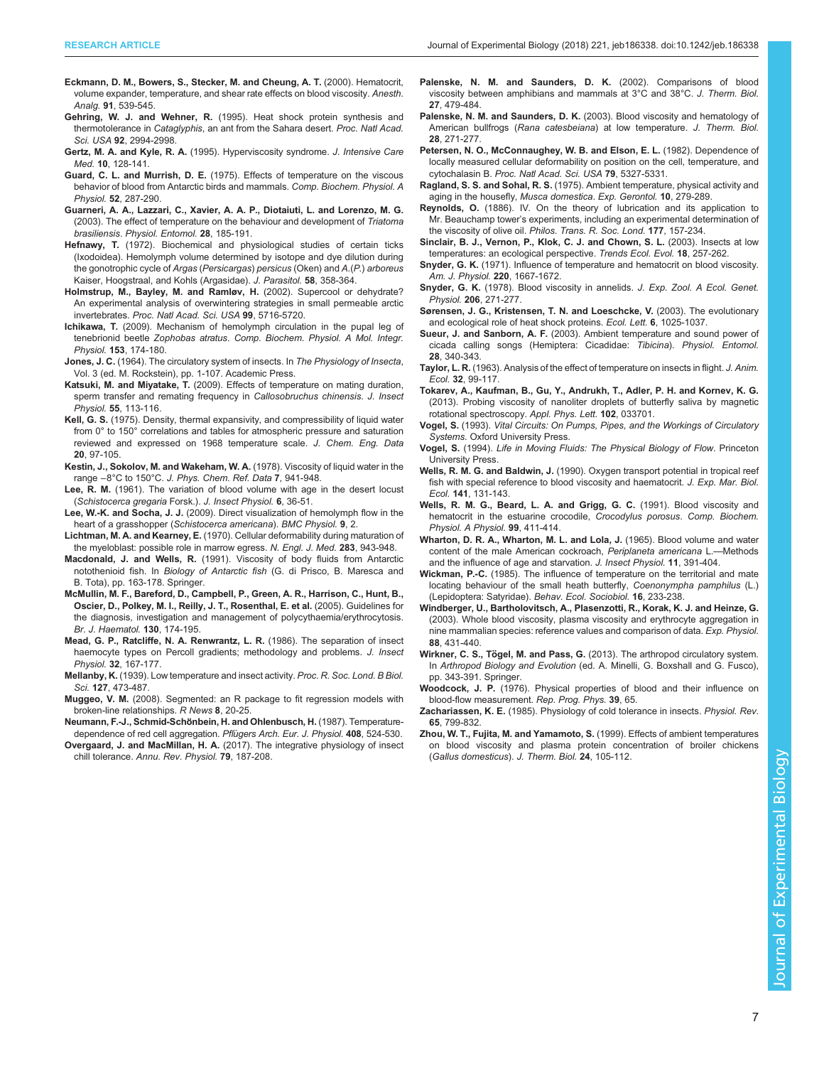**Eckmann, D. M., Bowers, S., Stecker, M. and Cheung, A. T.** (2000). Hematocrit, volume expander, temperature, and shear rate effects on blood viscosity. *Anesth. Analg.* **91**, 539-545.

**Gehring, W. J. and Wehner, R.** (1995). Heat shock protein synthesis and thermotolerance in *Cataglyphis*, an ant from the Sahara desert. *Proc. Natl Acad. Sci. USA* **92**, 2994-2998.

**Gertz, M. A. and Kyle, R. A.** (1995). Hyperviscosity syndrome. *J. Intensive Care Med.* **10**, 128-141.

**Guard, C. L. and Murrish, D. E.** (1975). Effects of temperature on the viscous behavior of blood from Antarctic birds and mammals. *Comp. Biochem. Physiol. A Physiol.* **52**, 287-290.

**Guarneri, A. A., Lazzari, C., Xavier, A. A. P., Diotaiuti, L. and Lorenzo, M. G.** (2003). The effect of temperature on the behaviour and development of *Triatoma brasiliensis*. *Physiol. Entomol.* **28**, 185-191.

**Hefnawy, T.** (1972). Biochemical and physiological studies of certain ticks (Ixodoidea). Hemolymph volume determined by isotope and dye dilution during the gonotrophic cycle of *Argas* (*Persicargas*) *persicus* (Oken) and *A.*(*P.*) *arboreus* Kaiser, Hoogstraal, and Kohls (Argasidae). *J. Parasitol.* **58**, 358-364.

**Holmstrup, M., Bayley, M. and Ramløv, H.** (2002). Supercool or dehydrate? An experimental analysis of overwintering strategies in small permeable arctic invertebrates. *Proc. Natl Acad. Sci. USA* **99**, 5716-5720.

**Ichikawa, T.** (2009). Mechanism of hemolymph circulation in the pupal leg of tenebrionid beetle *Zophobas atratus*. *Comp. Biochem. Physiol. A Mol. Integr. Physiol.* **153**, 174-180.

**Jones, J. C.** (1964). The circulatory system of insects. In *The Physiology of Insecta*, Vol. 3 (ed. M. Rockstein), pp. 1-107. Academic Press.

**Katsuki, M. and Miyatake, T.** (2009). Effects of temperature on mating duration, sperm transfer and remating frequency in *Callosobruchus chinensis*. *J. Insect Physiol.* **55**, 113-116.

**Kell, G. S.** (1975). Density, thermal expansivity, and compressibility of liquid water from 0° to 150° correlations and tables for atmospheric pressure and saturation reviewed and expressed on 1968 temperature scale. *J. Chem. Eng. Data* **20**, 97-105.

**Kestin, J., Sokolov, M. and Wakeham, W. A.** (1978). Viscosity of liquid water in the range −8°C to 150°C. *J. Phys. Chem. Ref. Data* **7**, 941-948.

**Lee, R. M.** (1961). The variation of blood volume with age in the desert locust (*Schistocerca gregaria* Forsk.). *J. Insect Physiol.* **6**, 36-51.

**Lee, W.-K. and Socha, J. J.** (2009). Direct visualization of hemolymph flow in the heart of a grasshopper (*Schistocerca americana*). *BMC Physiol.* **9**, 2.

**Lichtman, M. A. and Kearney, E.** (1970). Cellular deformability during maturation of the myeloblast: possible role in marrow egress. *N. Engl. J. Med.* **283**, 943-948.

**Macdonald, J. and Wells, R.** (1991). Viscosity of body fluids from Antarctic notothenioid fish. In *Biology of Antarctic fish* (G. di Prisco, B. Maresca and B. Tota), pp. 163-178. Springer.

**McMullin, M. F., Bareford, D., Campbell, P., Green, A. R., Harrison, C., Hunt, B., Oscier, D., Polkey, M. I., Reilly, J. T., Rosenthal, E. et al.** (2005). Guidelines for the diagnosis, investigation and management of polycythaemia/erythrocytosis. *Br. J. Haematol.* **130**, 174-195.

**Mead, G. P., Ratcliffe, N. A. Renwrantz, L. R.** (1986). The separation of insect haemocyte types on Percoll gradients; methodology and problems. *J. Insect Physiol.* **32**, 167-177.

**Mellanby, K.** (1939). Low temperature and insect activity. *Proc. R. Soc. Lond. B Biol. Sci.* **127**, 473-487.

**Muggeo, V. M.** (2008). Segmented: an R package to fit regression models with broken-line relationships. *R News* **8**, 20-25.

**Neumann, F.-J., Schmid-Schönbein, H. and Ohlenbusch, H.** (1987). Temperature-dependence of red cell aggregation. *Pflügers Arch. Eur. J. Physiol.* **408**, 524-530.

**Overgaard, J. and MacMillan, H. A.** (2017). The integrative physiology of insect chill tolerance. *Annu. Rev. Physiol.* **79**, 187-208.

**Palenske, N. M. and Saunders, D. K.** (2002). Comparisons of blood viscosity between amphibians and mammals at 3°C and 38°C. *J. Therm. Biol.* **27**, 479-484.

**Palenske, N. M. and Saunders, D. K.** (2003). Blood viscosity and hematology of American bullfrogs (*Rana catesbeiana*) at low temperature. *J. Therm. Biol.* **28**, 271-277.

**Petersen, N. O., McConnaughey, W. B. and Elson, E. L.** (1982). Dependence of locally measured cellular deformability on position on the cell, temperature, and cytochalasin B. *Proc. Natl Acad. Sci. USA* **79**, 5327-5331.

**Ragland, S. S. and Sohal, R. S.** (1975). Ambient temperature, physical activity and aging in the housefly, *Musca domestica*. *Exp. Gerontol.* **10**, 279-289.

**Reynolds, O.** (1886). IV. On the theory of lubrication and its application to Mr. Beauchamp tower's experiments, including an experimental determination of the viscosity of olive oil. *Philos. Trans. R. Soc. Lond.* **177**, 157-234.

**Sinclair, B. J., Vernon, P., Klok, C. J. and Chown, S. L.** (2003). Insects at low temperatures: an ecological perspective. *Trends Ecol. Evol.* **18**, 257-262.

**Snyder, G. K.** (1971). Influence of temperature and hematocrit on blood viscosity. *Am. J. Physiol.* **220**, 1667-1672.

**Snyder, G. K.** (1978). Blood viscosity in annelids. *J. Exp. Zool. A Ecol. Genet. Physiol.* **206**, 271-277.

**Sørensen, J. G., Kristensen, T. N. and Loeschcke, V.** (2003). The evolutionary and ecological role of heat shock proteins. *Ecol. Lett.* **6**, 1025-1037.

**Sueur, J. and Sanborn, A. F.** (2003). Ambient temperature and sound power of cicada calling songs (Hemiptera: Cicadidae: *Tibicina*). *Physiol. Entomol.* **28**, 340-343.

**Taylor, L. R.** (1963). Analysis of the effect of temperature on insects in flight. *J. Anim. Ecol.* **32**, 99-117.

**Tokarev, A., Kaufman, B., Gu, Y., Andrukh, T., Adler, P. H. and Kornev, K. G.** (2013). Probing viscosity of nanoliter droplets of butterfly saliva by magnetic rotational spectroscopy. *Appl. Phys. Lett.* **102**, 033701.

**Vogel, S.** (1993). *Vital Circuits: On Pumps, Pipes, and the Workings of Circulatory Systems.* Oxford University Press.

**Vogel, S.** (1994). *Life in Moving Fluids: The Physical Biology of Flow.* Princeton University Press.

**Wells, R. M. G. and Baldwin, J.** (1990). Oxygen transport potential in tropical reef fish with special reference to blood viscosity and haematocrit. *J. Exp. Mar. Biol. Ecol.* **141**, 131-143.

**Wells, R. M. G., Beard, L. A. and Grigg, G. C.** (1991). Blood viscosity and hematocrit in the estuarine crocodile, *Crocodylus porosus*. *Comp. Biochem. Physiol. A Physiol.* **99**, 411-414.

**Wharton, D. R. A., Wharton, M. L. and Lola, J.** (1965). Blood volume and water content of the male American cockroach, *Periplaneta americana* L.—Methods and the influence of age and starvation. *J. Insect Physiol.* **11**, 391-404.

**Wickman, P.-C.** (1985). The influence of temperature on the territorial and mate locating behaviour of the small heath butterfly, *Coenonympha pamphilus* (L.) (Lepidoptera: Satyridae). *Behav. Ecol. Sociobiol.* **16**, 233-238.

**Windberger, U., Bartholovitsch, A., Plasenzotti, R., Korak, K. J. and Heinze, G.** (2003). Whole blood viscosity, plasma viscosity and erythrocyte aggregation in nine mammalian species: reference values and comparison of data. *Exp. Physiol.* **88**, 431-440.

**Wirkner, C. S., Tögel, M. and Pass, G.** (2013). The arthropod circulatory system. In *Arthropod Biology and Evolution* (ed. A. Minelli, G. Boxshall and G. Fusco), pp. 343-391. Springer.

**Woodcock, J. P.** (1976). Physical properties of blood and their influence on blood-flow measurement. *Rep. Prog. Phys.* **39**, 65.

**Zachariassen, K. E.** (1985). Physiology of cold tolerance in insects. *Physiol. Rev.* **65**, 799-832.

**Zhou, W. T., Fujita, M. and Yamamoto, S.** (1999). Effects of ambient temperatures on blood viscosity and plasma protein concentration of broiler chickens (*Gallus domesticus*). *J. Therm. Biol.* **24**, 105-112.